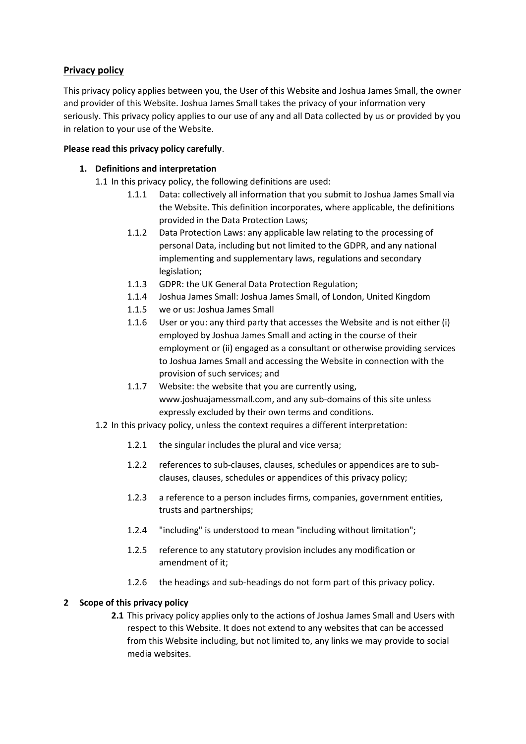## **Privacy policy**

This privacy policy applies between you, the User of this Website and Joshua James Small, the owner and provider of this Website. Joshua James Small takes the privacy of your information very seriously. This privacy policy applies to our use of any and all Data collected by us or provided by you in relation to your use of the Website.

**Please read this privacy policy carefully**.

### 1. Definitions and interpretation

1.1 In this privacy policy, the following definitions are used:

- 1.1.1 Data: collectively all information that you submit to Joshua James Small via the Website. This definition incorporates, where applicable, the definitions provided in the Data Protection Laws;
- 1.1.2 Data Protection Laws: any applicable law relating to the processing of personal Data, including but not limited to the GDPR, and any national implementing and supplementary laws, regulations and secondary legislation;
- 1.1.3 GDPR: the UK General Data Protection Regulation;
- 1.1.4 Joshua James Small: Joshua James Small, of London, United Kingdom
- 1.1.5 we or us: Joshua James Small
- 1.1.6 User or you: any third party that accesses the Website and is not either (i) employed by Joshua James Small and acting in the course of their employment or (ii) engaged as a consultant or otherwise providing services to Joshua James Small and accessing the Website in connection with the provision of such services; and
- 1.1.7 Website: the website that you are currently using, www.joshuajamessmall.com, and any sub-domains of this site unless expressly excluded by their own terms and conditions.

1.2 In this privacy policy, unless the context requires a different interpretation:

- 1.2.1 the singular includes the plural and vice versa;
- 1.2.2 references to sub-clauses, clauses, schedules or appendices are to sub-clauses, clauses, schedules or appendices of this privacy policy;
- 1.2.3 a reference to a person includes firms, companies, government entities, trusts and partnerships;
- 1.2.4 "including" is understood to mean "including without limitation";
- 1.2.5 reference to any statutory provision includes any modification or amendment of it;
- 1.2.6 the headings and sub-headings do not form part of this privacy policy.

### 2 Scope of this privacy policy

**2.1** This privacy policy applies only to the actions of Joshua James Small and Users with respect to this Website. It does not extend to any websites that can be accessed from this Website including, but not limited to, any links we may provide to social media websites.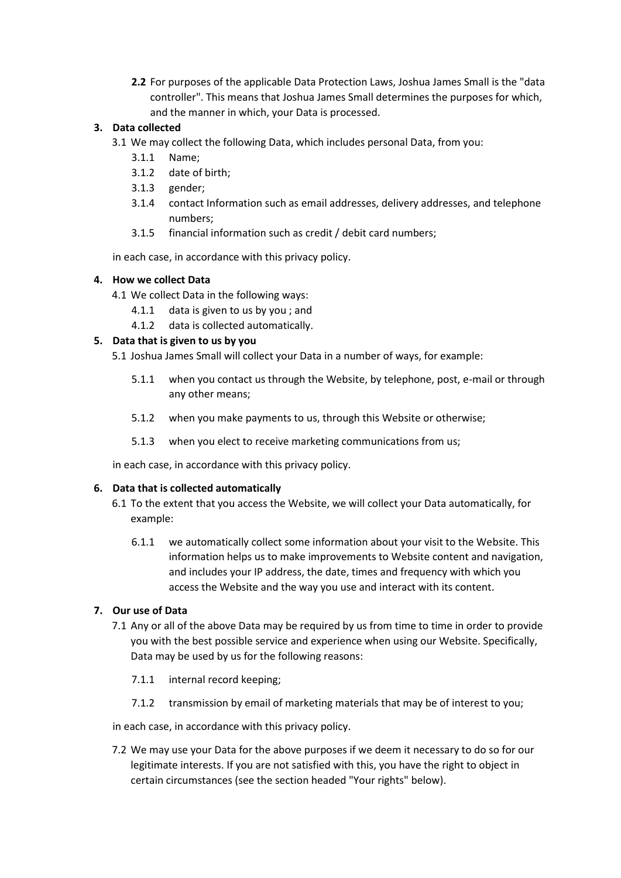**2.2** For purposes of the applicable Data Protection Laws, Joshua James Small is the "data controller". This means that Joshua James Small determines the purposes for which, and the manner in which, your Data is processed.

**3. Data collected**

3.1 We may collect the following Data, which includes personal Data, from you:

- 3.1.1 Name;
- 3.1.2 date of birth;
- 3.1.3 gender;
- 3.1.4 contact Information such as email addresses, delivery addresses, and telephone numbers;
- 3.1.5 financial information such as credit / debit card numbers;

in each case, in accordance with this privacy policy.

**4. How we collect Data**

4.1 We collect Data in the following ways:

- 4.1.1 data is given to us by you ; and
- 4.1.2 data is collected automatically.

**5. Data that is given to us by you**

5.1 Joshua James Small will collect your Data in a number of ways, for example:

- 5.1.1 when you contact us through the Website, by telephone, post, e-mail or through any other means;
- 5.1.2 when you make payments to us, through this Website or otherwise;
- 5.1.3 when you elect to receive marketing communications from us;

in each case, in accordance with this privacy policy.

**6. Data that is collected automatically**

6.1 To the extent that you access the Website, we will collect your Data automatically, for example:

- 6.1.1 we automatically collect some information about your visit to the Website. This information helps us to make improvements to Website content and navigation, and includes your IP address, the date, times and frequency with which you access the Website and the way you use and interact with its content.

**7. Our use of Data**

7.1 Any or all of the above Data may be required by us from time to time in order to provide you with the best possible service and experience when using our Website. Specifically, Data may be used by us for the following reasons:

- 7.1.1 internal record keeping;
- 7.1.2 transmission by email of marketing materials that may be of interest to you;

in each case, in accordance with this privacy policy.

7.2 We may use your Data for the above purposes if we deem it necessary to do so for our legitimate interests. If you are not satisfied with this, you have the right to object in certain circumstances (see the section headed "Your rights" below).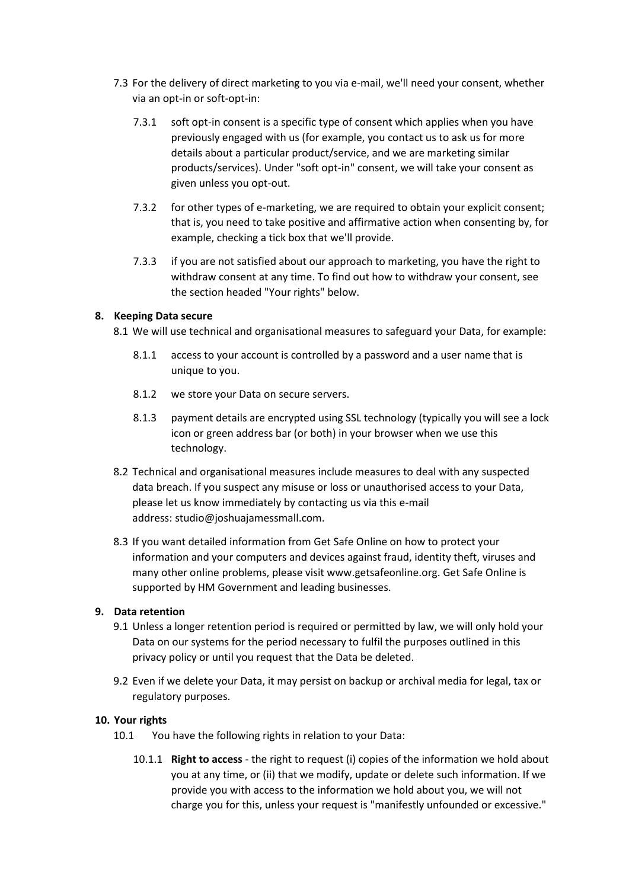7.3 For the delivery of direct marketing to you via e-mail, we'll need your consent, whether via an opt-in or soft-opt-in:

7.3.1 soft opt-in consent is a specific type of consent which applies when you have previously engaged with us (for example, you contact us to ask us for more details about a particular product/service, and we are marketing similar products/services). Under "soft opt-in" consent, we will take your consent as given unless you opt-out.

7.3.2 for other types of e-marketing, we are required to obtain your explicit consent; that is, you need to take positive and affirmative action when consenting by, for example, checking a tick box that we'll provide.

7.3.3 if you are not satisfied about our approach to marketing, you have the right to withdraw consent at any time. To find out how to withdraw your consent, see the section headed "Your rights" below.

## 8. Keeping Data secure

8.1 We will use technical and organisational measures to safeguard your Data, for example:

8.1.1 access to your account is controlled by a password and a user name that is unique to you.

8.1.2 we store your Data on secure servers.

8.1.3 payment details are encrypted using SSL technology (typically you will see a lock icon or green address bar (or both) in your browser when we use this technology.

8.2 Technical and organisational measures include measures to deal with any suspected data breach. If you suspect any misuse or loss or unauthorised access to your Data, please let us know immediately by contacting us via this e-mail address: studio@joshuajamessmall.com.

8.3 If you want detailed information from Get Safe Online on how to protect your information and your computers and devices against fraud, identity theft, viruses and many other online problems, please visit www.getsafeonline.org. Get Safe Online is supported by HM Government and leading businesses.

## 9. Data retention

9.1 Unless a longer retention period is required or permitted by law, we will only hold your Data on our systems for the period necessary to fulfil the purposes outlined in this privacy policy or until you request that the Data be deleted.

9.2 Even if we delete your Data, it may persist on backup or archival media for legal, tax or regulatory purposes.

## 10. Your rights

10.1 You have the following rights in relation to your Data:

10.1.1 **Right to access** - the right to request (i) copies of the information we hold about you at any time, or (ii) that we modify, update or delete such information. If we provide you with access to the information we hold about you, we will not charge you for this, unless your request is "manifestly unfounded or excessive."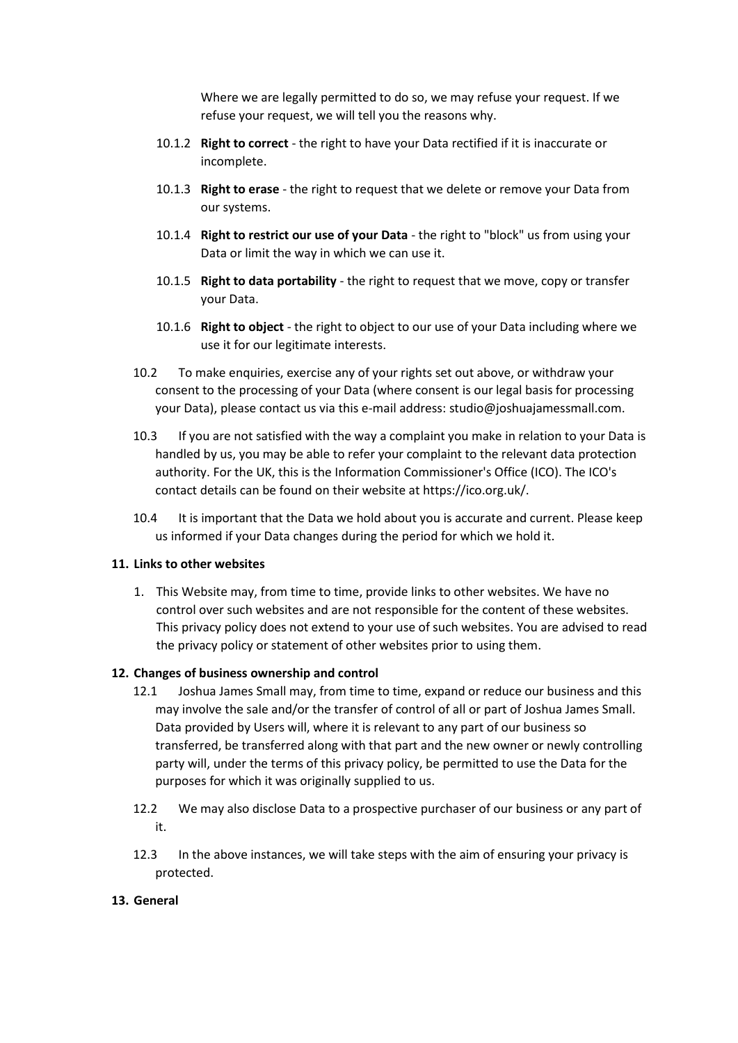Where we are legally permitted to do so, we may refuse your request. If we refuse your request, we will tell you the reasons why.

10.1.2 **Right to correct** - the right to have your Data rectified if it is inaccurate or incomplete.

10.1.3 **Right to erase** - the right to request that we delete or remove your Data from our systems.

10.1.4 **Right to restrict our use of your Data** - the right to "block" us from using your Data or limit the way in which we can use it.

10.1.5 **Right to data portability** - the right to request that we move, copy or transfer your Data.

10.1.6 **Right to object** - the right to object to our use of your Data including where we use it for our legitimate interests.

10.2 To make enquiries, exercise any of your rights set out above, or withdraw your consent to the processing of your Data (where consent is our legal basis for processing your Data), please contact us via this e-mail address: studio@joshuajamessmall.com.

10.3 If you are not satisfied with the way a complaint you make in relation to your Data is handled by us, you may be able to refer your complaint to the relevant data protection authority. For the UK, this is the Information Commissioner's Office (ICO). The ICO's contact details can be found on their website at https://ico.org.uk/.

10.4 It is important that the Data we hold about you is accurate and current. Please keep us informed if your Data changes during the period for which we hold it.

**11. Links to other websites**

1. This Website may, from time to time, provide links to other websites. We have no control over such websites and are not responsible for the content of these websites. This privacy policy does not extend to your use of such websites. You are advised to read the privacy policy or statement of other websites prior to using them.

**12. Changes of business ownership and control**

12.1 Joshua James Small may, from time to time, expand or reduce our business and this may involve the sale and/or the transfer of control of all or part of Joshua James Small. Data provided by Users will, where it is relevant to any part of our business so transferred, be transferred along with that part and the new owner or newly controlling party will, under the terms of this privacy policy, be permitted to use the Data for the purposes for which it was originally supplied to us.

12.2 We may also disclose Data to a prospective purchaser of our business or any part of it.

12.3 In the above instances, we will take steps with the aim of ensuring your privacy is protected.

**13. General**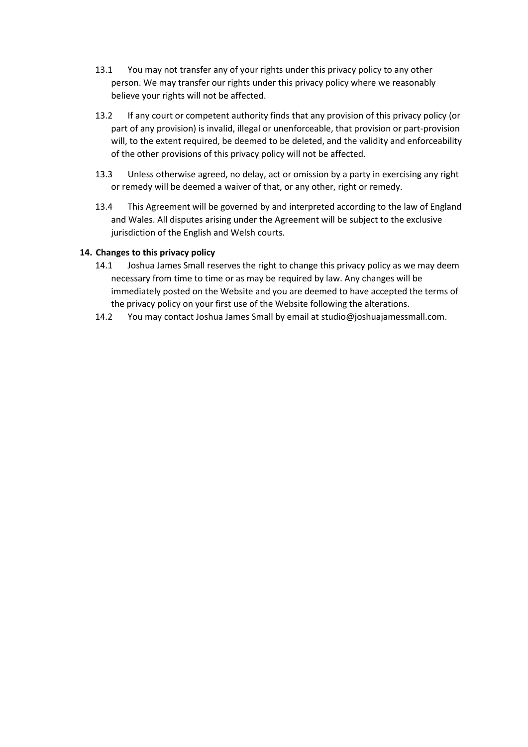13.1 You may not transfer any of your rights under this privacy policy to any other person. We may transfer our rights under this privacy policy where we reasonably believe your rights will not be affected.

13.2 If any court or competent authority finds that any provision of this privacy policy (or part of any provision) is invalid, illegal or unenforceable, that provision or part-provision will, to the extent required, be deemed to be deleted, and the validity and enforceability of the other provisions of this privacy policy will not be affected.

13.3 Unless otherwise agreed, no delay, act or omission by a party in exercising any right or remedy will be deemed a waiver of that, or any other, right or remedy.

13.4 This Agreement will be governed by and interpreted according to the law of England and Wales. All disputes arising under the Agreement will be subject to the exclusive jurisdiction of the English and Welsh courts.

**14. Changes to this privacy policy**

14.1 Joshua James Small reserves the right to change this privacy policy as we may deem necessary from time to time or as may be required by law. Any changes will be immediately posted on the Website and you are deemed to have accepted the terms of the privacy policy on your first use of the Website following the alterations.

14.2 You may contact Joshua James Small by email at studio@joshuajamessmall.com.